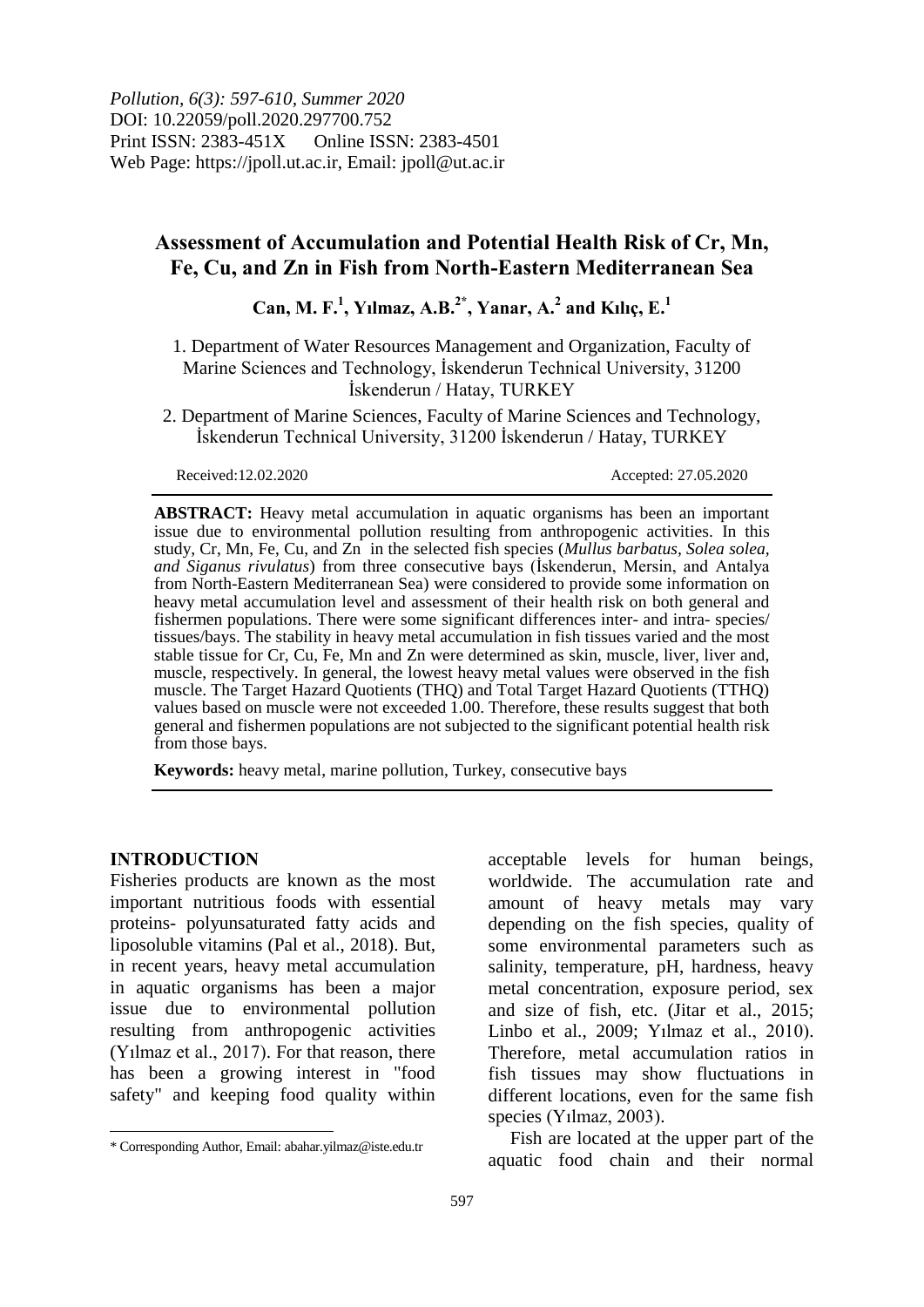Pollution, 6(3): 597-610, Summer 2020
DOI: 10.22059/poll.2020.297700.752
Print ISSN: 2383-451X Online ISSN: 2383-4501
Web Page: https://jpoll.ut.ac.ir, Email: jpoll@ut.ac.ir

# Assessment of Accumulation and Potential Health Risk of Cr, Mn, Fe, Cu, and Zn in Fish from North-Eastern Mediterranean Sea

**Can, M. F.[1], Yılmaz, A.B.[2*], Yanar, A.[2] and Kılıç, E.[1]**

1. Department of Water Resources Management and Organization, Faculty of Marine Sciences and Technology, İskenderun Technical University, 31200 İskenderun / Hatay, TURKEY

2. Department of Marine Sciences, Faculty of Marine Sciences and Technology, İskenderun Technical University, 31200 İskenderun / Hatay, TURKEY

Received:12.02.2020 Accepted: 27.05.2020

**ABSTRACT:** Heavy metal accumulation in aquatic organisms has been an important issue due to environmental pollution resulting from anthropogenic activities. In this study, Cr, Mn, Fe, Cu, and Zn in the selected fish species (*Mullus barbatus, Solea solea, and Siganus rivulatus*) from three consecutive bays (İskenderun, Mersin, and Antalya from North-Eastern Mediterranean Sea) were considered to provide some information on heavy metal accumulation level and assessment of their health risk on both general and fishermen populations. There were some significant differences inter- and intra- species/ tissues/bays. The stability in heavy metal accumulation in fish tissues varied and the most stable tissue for Cr, Cu, Fe, Mn and Zn were determined as skin, muscle, liver, liver and, muscle, respectively. In general, the lowest heavy metal values were observed in the fish muscle. The Target Hazard Quotients (THQ) and Total Target Hazard Quotients (TTHQ) values based on muscle were not exceeded 1.00. Therefore, these results suggest that both general and fishermen populations are not subjected to the significant potential health risk from those bays.

**Keywords:** heavy metal, marine pollution, Turkey, consecutive bays

## INTRODUCTION

Fisheries products are known as the most important nutritious foods with essential proteins- polyunsaturated fatty acids and liposoluble vitamins (Pal et al., 2018). But, in recent years, heavy metal accumulation in aquatic organisms has been a major issue due to environmental pollution resulting from anthropogenic activities (Yılmaz et al., 2017). For that reason, there has been a growing interest in "food safety" and keeping food quality within acceptable levels for human beings, worldwide. The accumulation rate and amount of heavy metals may vary depending on the fish species, quality of some environmental parameters such as salinity, temperature, pH, hardness, heavy metal concentration, exposure period, sex and size of fish, etc. (Jitar et al., 2015; Linbo et al., 2009; Yılmaz et al., 2010). Therefore, metal accumulation ratios in fish tissues may show fluctuations in different locations, even for the same fish species (Yılmaz, 2003).

Fish are located at the upper part of the aquatic food chain and their normal

\* Corresponding Author, Email: abahar.yilmaz@iste.edu.tr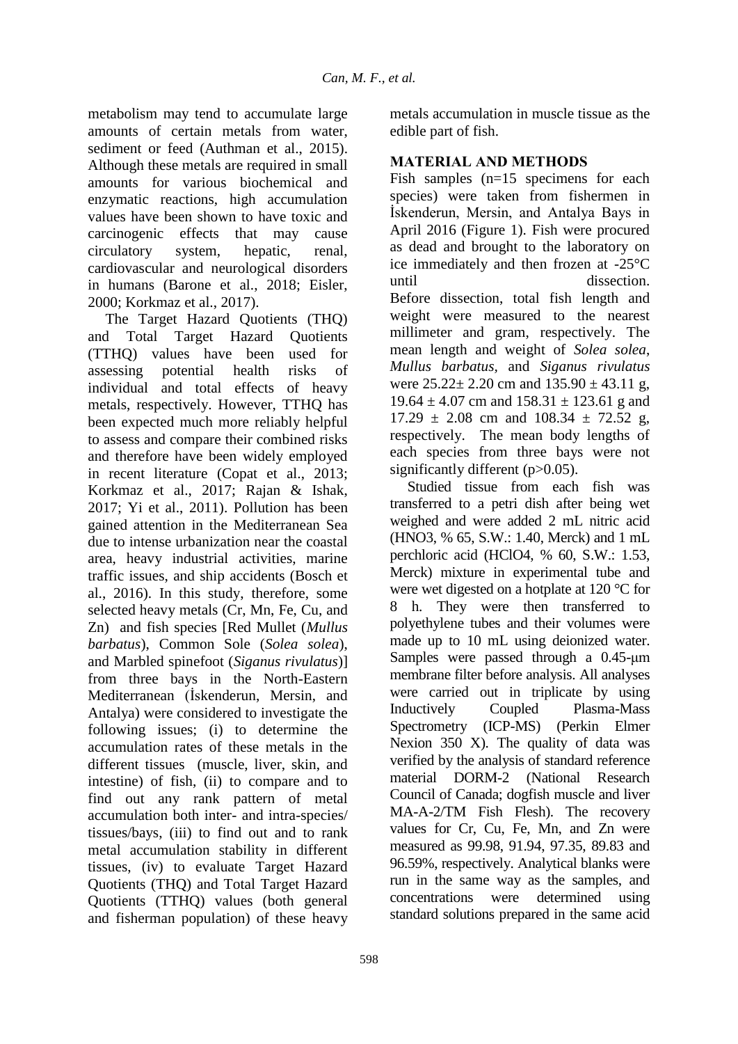metabolism may tend to accumulate large amounts of certain metals from water, sediment or feed (Authman et al., 2015). Although these metals are required in small amounts for various biochemical and enzymatic reactions, high accumulation values have been shown to have toxic and carcinogenic effects that may cause circulatory system, hepatic, renal, cardiovascular and neurological disorders in humans (Barone et al., 2018; Eisler, 2000; Korkmaz et al., 2017).

The Target Hazard Quotients (THQ) and Total Target Hazard Quotients (TTHQ) values have been used for assessing potential health risks of individual and total effects of heavy metals, respectively. However, TTHQ has been expected much more reliably helpful to assess and compare their combined risks and therefore have been widely employed in recent literature (Copat et al., 2013; Korkmaz et al., 2017; Rajan & Ishak, 2017; Yi et al., 2011). Pollution has been gained attention in the Mediterranean Sea due to intense urbanization near the coastal area, heavy industrial activities, marine traffic issues, and ship accidents (Bosch et al., 2016). In this study, therefore, some selected heavy metals (Cr, Mn, Fe, Cu, and Zn) and fish species [Red Mullet (*Mullus barbatus*), Common Sole (*Solea solea*), and Marbled spinefoot (*Siganus rivulatus*)] from three bays in the North-Eastern Mediterranean (İskenderun, Mersin, and Antalya) were considered to investigate the following issues; (i) to determine the accumulation rates of these metals in the different tissues (muscle, liver, skin, and intestine) of fish, (ii) to compare and to find out any rank pattern of metal accumulation both inter- and intra-species/ tissues/bays, (iii) to find out and to rank metal accumulation stability in different tissues, (iv) to evaluate Target Hazard Quotients (THQ) and Total Target Hazard Quotients (TTHQ) values (both general and fisherman population) of these heavy metals accumulation in muscle tissue as the edible part of fish.

## MATERIAL AND METHODS

Fish samples (n=15 specimens for each species) were taken from fishermen in İskenderun, Mersin, and Antalya Bays in April 2016 (Figure 1). Fish were procured as dead and brought to the laboratory on ice immediately and then frozen at -25°C until dissection. Before dissection, total fish length and weight were measured to the nearest millimeter and gram, respectively. The mean length and weight of *Solea solea*, *Mullus barbatus*, and *Siganus rivulatus* were $25.22 \pm 2.20$ cm and $135.90 \pm 43.11$ g, $19.64 \pm 4.07$ cm and $158.31 \pm 123.61$ g and $17.29 \pm 2.08$ cm and $108.34 \pm 72.52$ g, respectively. The mean body lengths of each species from three bays were not significantly different ($p>0.05$).

Studied tissue from each fish was transferred to a petri dish after being wet weighed and were added 2 mL nitric acid ($HNO_3$, % 65, S.W.: 1.40, Merck) and 1 mL perchloric acid ($HClO_4$, % 60, S.W.: 1.53, Merck) mixture in experimental tube and were wet digested on a hotplate at 120 °C for 8 h. They were then transferred to polyethylene tubes and their volumes were made up to 10 mL using deionized water. Samples were passed through a 0.45-μm membrane filter before analysis. All analyses were carried out in triplicate by using Inductively Coupled Plasma-Mass Spectrometry (ICP-MS) (Perkin Elmer Nexion 350 X). The quality of data was verified by the analysis of standard reference material DORM-2 (National Research Council of Canada; dogfish muscle and liver MA-A-2/TM Fish Flesh). The recovery values for Cr, Cu, Fe, Mn, and Zn were measured as 99.98, 91.94, 97.35, 89.83 and 96.59%, respectively. Analytical blanks were run in the same way as the samples, and concentrations were determined using standard solutions prepared in the same acid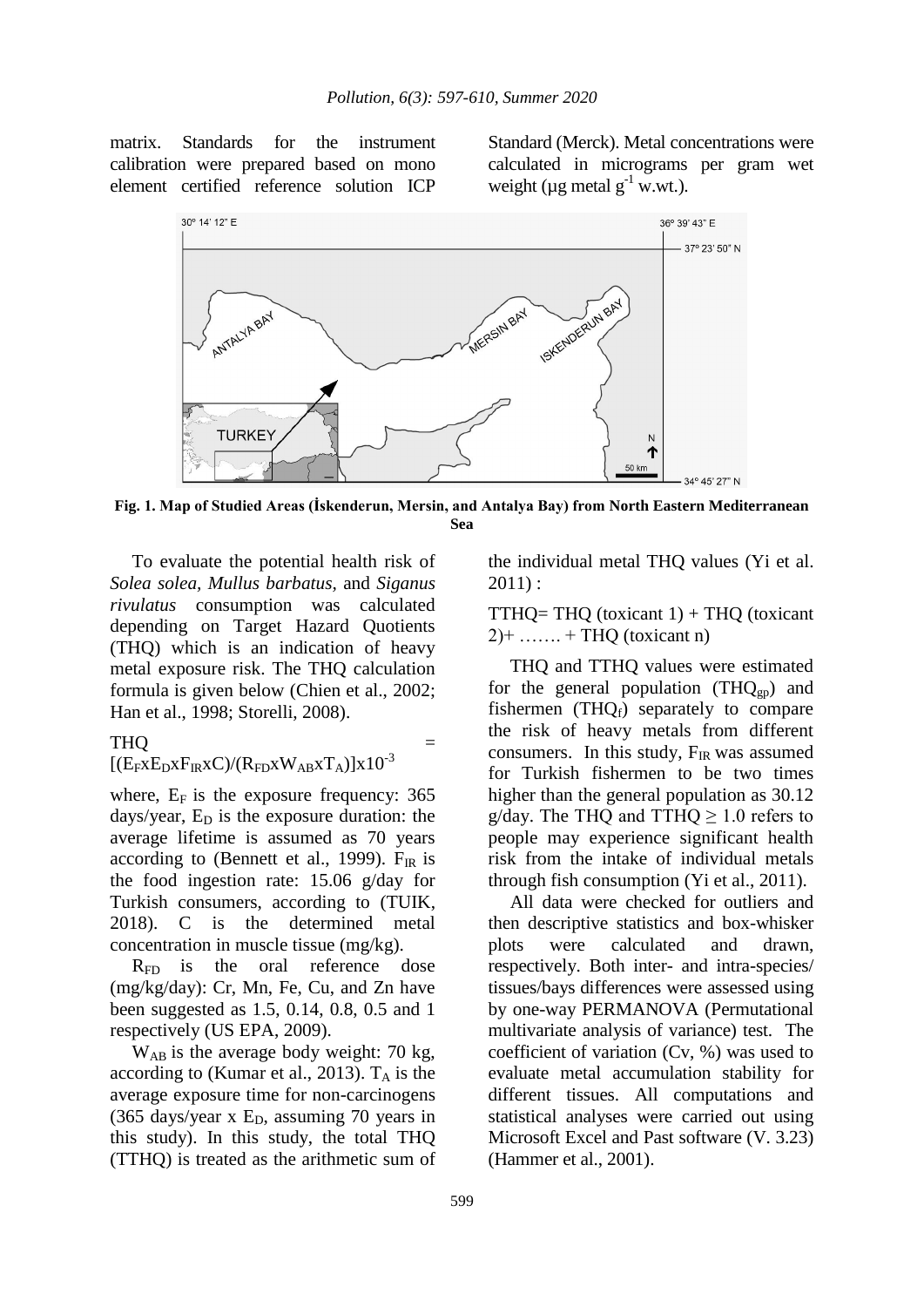matrix. Standards for the instrument calibration were prepared based on mono element certified reference solution ICP Standard (Merck). Metal concentrations were calculated in micrograms per gram wet weight (µg metal $g^{-1}$ w.wt.).

**Fig. 1. Map of Studied Areas (İskenderun, Mersin, and Antalya Bay) from North Eastern Mediterranean Sea**

To evaluate the potential health risk of *Solea solea, Mullus barbatus,* and *Siganus rivulatus* consumption was calculated depending on Target Hazard Quotients (THQ) which is an indication of heavy metal exposure risk. The THQ calculation formula is given below (Chien et al., 2002; Han et al., 1998; Storelli, 2008).

$$THQ = [(E_F x E_D x F_{IR} x C)/(R_{FD} x W_{AB} x T_A)] x 10^{-3}$$

where, $E_F$ is the exposure frequency: 365 days/year, $E_D$ is the exposure duration: the average lifetime is assumed as 70 years according to (Bennett et al., 1999). $F_{IR}$ is the food ingestion rate: 15.06 g/day for Turkish consumers, according to (TUIK, 2018). C is the determined metal concentration in muscle tissue (mg/kg).

$R_{FD}$ is the oral reference dose (mg/kg/day): Cr, Mn, Fe, Cu, and Zn have been suggested as 1.5, 0.14, 0.8, 0.5 and 1 respectively (US EPA, 2009).

$W_{AB}$ is the average body weight: 70 kg, according to (Kumar et al., 2013). $T_A$ is the average exposure time for non-carcinogens (365 days/year x $E_D$, assuming 70 years in this study). In this study, the total THQ (TTHQ) is treated as the arithmetic sum of the individual metal THQ values (Yi et al. 2011) :

TTHQ= THQ (toxicant 1) + THQ (toxicant 2)+ ……. + THQ (toxicant n)

THQ and TTHQ values were estimated for the general population ($THQ_{gp}$) and fishermen ($THQ_f$) separately to compare the risk of heavy metals from different consumers. In this study, $F_{IR}$ was assumed for Turkish fishermen to be two times higher than the general population as 30.12 g/day. The THQ and TTHQ $\geq$ 1.0 refers to people may experience significant health risk from the intake of individual metals through fish consumption (Yi et al., 2011).

All data were checked for outliers and then descriptive statistics and box-whisker plots were calculated and drawn, respectively. Both inter- and intra-species/ tissues/bays differences were assessed using by one-way PERMANOVA (Permutational multivariate analysis of variance) test. The coefficient of variation (Cv, %) was used to evaluate metal accumulation stability for different tissues. All computations and statistical analyses were carried out using Microsoft Excel and Past software (V. 3.23) (Hammer et al., 2001).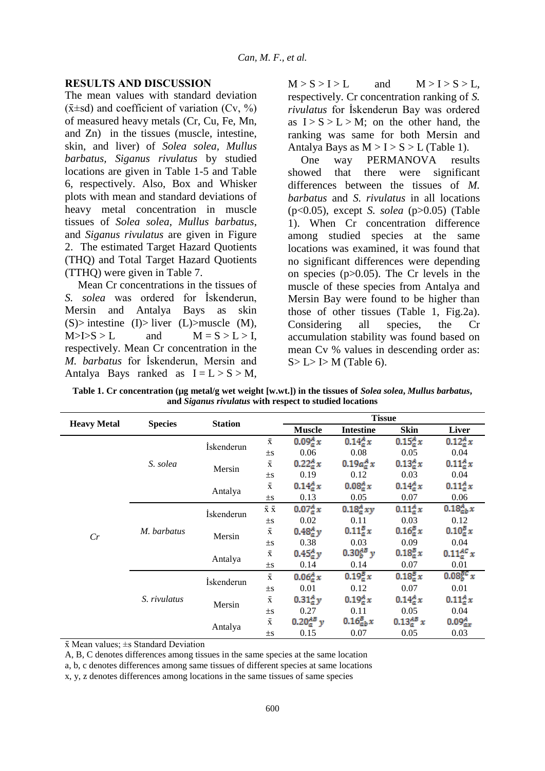## RESULTS AND DISCUSSION

The mean values with standard deviation (x̄±sd) and coefficient of variation (Cv, %) of measured heavy metals (Cr, Cu, Fe, Mn, and Zn) in the tissues (muscle, intestine, skin, and liver) of *Solea solea*, *Mullus barbatus*, *Siganus rivulatus* by studied locations are given in Table 1-5 and Table 6, respectively. Also, Box and Whisker plots with mean and standard deviations of heavy metal concentration in muscle tissues of *Solea solea*, *Mullus barbatus*, and *Siganus rivulatus* are given in Figure 2. The estimated Target Hazard Quotients (THQ) and Total Target Hazard Quotients (TTHQ) were given in Table 7.

Mean Cr concentrations in the tissues of *S. solea* was ordered for İskenderun, Mersin and Antalya Bays as skin (S)> intestine (I)> liver (L)>muscle (M), M>I>S > L and M = S > L > I, respectively. Mean Cr concentration in the *M. barbatus* for İskenderun, Mersin and Antalya Bays ranked as I = L > S > M, M > S > I > L and M > I > S > L, respectively. Cr concentration ranking of *S. rivulatus* for İskenderun Bay was ordered as I > S > L > M; on the other hand, the ranking was same for both Mersin and Antalya Bays as M > I > S > L (Table 1).

One way PERMANOVA results showed that there were significant differences between the tissues of *M. barbatus* and *S. rivulatus* in all locations ($p<0.05$), except *S. solea* ($p>0.05$) (Table 1). When Cr concentration difference among studied species at the same locations was examined, it was found that no significant differences were depending on species ($p>0.05$). The Cr levels in the muscle of these species from Antalya and Mersin Bay were found to be higher than those of other tissues (Table 1, Fig.2a). Considering all species, the Cr accumulation stability was found based on mean Cv % values in descending order as: S> L> I> M (Table 6).

**Table 1. Cr concentration (µg metal/g wet weight [w.wt.]) in the tissues of *Solea solea*, *Mullus barbatus*, and *Siganus rivulatus* with respect to studied locations**

| Heavy Metal | Species | Station | | Tissue | | | |
|---|---|---|---|---|---|---|---|
| | | | | Muscle | Intestine | Skin | Liver |
| Cr | *S. solea* | İskenderun | x̄ | $0.09^{A}_{a}x$ | $0.14^{A}_{a}x$ | $0.15^{A}_{a}x$ | $0.12^{A}_{a}x$ |
| | | | ±s | 0.06 | 0.08 | 0.05 | 0.04 |
| | | Mersin | x̄ | $0.22^{A}_{a}x$ | $0.19a^{A}_{a}x$ | $0.13^{A}_{a}x$ | $0.11^{A}_{a}x$ |
| | | | ±s | 0.19 | 0.12 | 0.03 | 0.04 |
| | | Antalya | x̄ | $0.14^{A}_{a}x$ | $0.08^{A}_{a}x$ | $0.14^{A}_{a}x$ | $0.11^{A}_{a}x$ |
| | | | ±s | 0.13 | 0.05 | 0.07 | 0.06 |
| | *M. barbatus* | İskenderun | x̄ x̄ | $0.07^{A}_{a}x$ | $0.18^{A}_{a}xy$ | $0.11^{A}_{a}x$ | $0.18^{A}_{ab}x$ |
| | | | ±s | 0.02 | 0.11 | 0.03 | 0.12 |
| | | Mersin | x̄ | $0.48^{A}_{a}y$ | $0.11^{B}_{a}x$ | $0.16^{B}_{a}x$ | $0.10^{B}_{a}x$ |
| | | | ±s | 0.38 | 0.03 | 0.09 | 0.04 |
| | | Antalya | x̄ | $0.45^{A}_{a}y$ | $0.30^{AB}_{b}y$ | $0.18^{B}_{a}x$ | $0.11^{AC}_{a}x$ |
| | | | ±s | 0.14 | 0.14 | 0.07 | 0.01 |
| | *S. rivulatus* | İskenderun | x̄ | $0.06^{A}_{a}x$ | $0.19^{B}_{a}x$ | $0.18^{B}_{a}x$ | $0.08^{BC}_{b}x$ |
| | | | ±s | 0.01 | 0.12 | 0.07 | 0.01 |
| | | Mersin | x̄ | $0.31^{A}_{a}y$ | $0.19^{A}_{a}x$ | $0.14^{A}_{a}x$ | $0.11^{A}_{a}x$ |
| | | | ±s | 0.27 | 0.11 | 0.05 | 0.04 |
| | | Antalya | x̄ | $0.20^{AB}_{a}y$ | $0.16^{B}_{ab}x$ | $0.13^{AB}_{a}x$ | $0.09^{A}_{ax}$ |
| | | | ±s | 0.15 | 0.07 | 0.05 | 0.03 |

x̄ Mean values; ±s Standard Deviation

A, B, C denotes differences among tissues in the same species at the same location

a, b, c denotes differences among same tissues of different species at same locations

x, y, z denotes differences among locations in the same tissues of same species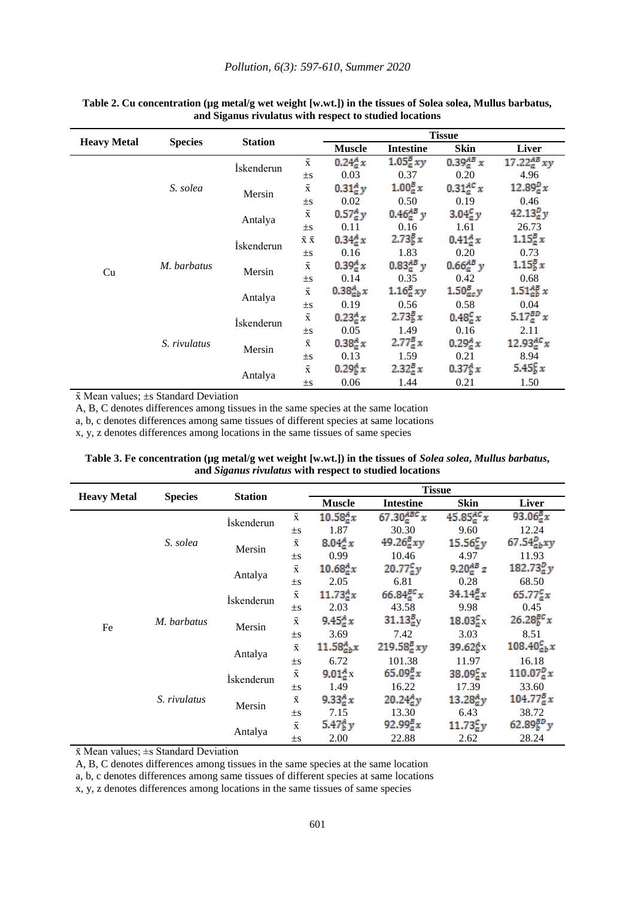**Table 2. Cu concentration (μg metal/g wet weight [w.wt.]) in the tissues of Solea solea, Mullus barbatus, and Siganus rivulatus with respect to studied locations**

| Heavy Metal | Species | Station | | Tissue | | | |
|---|---|---|---|---|---|---|---|
| | | | | Muscle | Intestine | Skin | Liver |
| Cu | *S. solea* | İskenderun | x̄ | $0.24^{A}_{a}x$ | $1.05^{B}_{a}xy$ | $0.39^{AB}_{a}x$ | $17.22^{AB}_{a}xy$ |
| | | | ±s | 0.03 | 0.37 | 0.20 | 4.96 |
| | | Mersin | x̄ | $0.31^{A}_{a}y$ | $1.00^{B}_{a}x$ | $0.31^{AC}_{a}x$ | $12.89^{D}_{a}x$ |
| | | | ±s | 0.02 | 0.50 | 0.19 | 0.46 |
| | | Antalya | x̄ | $0.57^{A}_{a}y$ | $0.46^{AB}_{a}y$ | $3.04^{C}_{a}y$ | $42.13^{D}_{a}y$ |
| | | | ±s | 0.11 | 0.16 | 1.61 | 26.73 |
| | *M. barbatus* | İskenderun | x̄ x̄ | $0.34^{A}_{a}x$ | $2.73^{B}_{a}x$ | $0.41^{A}_{a}x$ | $1.15^{B}_{b}x$ |
| | | | ±s | 0.16 | 1.83 | 0.20 | 0.73 |
| | | Mersin | x̄ | $0.39^{A}_{a}x$ | $0.83^{AB}_{a}y$ | $0.66^{AB}_{a}y$ | $1.15^{B}_{b}x$ |
| | | | ±s | 0.14 | 0.35 | 0.42 | 0.68 |
| | | Antalya | x̄ | $0.38^{A}_{ab}x$ | $1.16^{B}_{a}xy$ | $1.50^{B}_{ac}y$ | $1.51^{AB}_{ab}x$ |
| | | | ±s | 0.19 | 0.56 | 0.58 | 0.04 |
| | *S. rivulatus* | İskenderun | x̄ | $0.23^{A}_{a}x$ | $2.73^{B}_{b}x$ | $0.48^{C}_{a}x$ | $5.17^{BD}_{a}x$ |
| | | | ±s | 0.05 | 1.49 | 0.16 | 2.11 |
| | | Mersin | x̄ | $0.38^{A}_{a}x$ | $2.77^{B}_{a}x$ | $0.29^{A}_{a}x$ | $12.93^{AC}_{a}x$ |
| | | | ±s | 0.13 | 1.59 | 0.21 | 8.94 |
| | | Antalya | x̄ | $0.29^{A}_{b}x$ | $2.32^{B}_{a}x$ | $0.37^{A}_{b}x$ | $5.45^{C}_{b}x$ |
| | | | ±s | 0.06 | 1.44 | 0.21 | 1.50 |

x̄ Mean values; ±s Standard Deviation

A, B, C denotes differences among tissues in the same species at the same location

a, b, c denotes differences among same tissues of different species at same locations

x, y, z denotes differences among locations in the same tissues of same species

**Table 3. Fe concentration (μg metal/g wet weight [w.wt.]) in the tissues of *Solea solea*, *Mullus barbatus*, and *Siganus rivulatus* with respect to studied locations**

| Heavy Metal | Species | Station | | Tissue | | | |
|---|---|---|---|---|---|---|---|
| | | | | Muscle | Intestine | Skin | Liver |
| Fe | *S. solea* | İskenderun | x̄ | $10.58^{A}_{a}x$ | $67.30^{ABC}_{a}x$ | $45.85^{AC}_{a}x$ | $93.06^{B}_{a}x$ |
| | | | ±s | 1.87 | 30.30 | 9.60 | 12.24 |
| | | Mersin | x̄ | $8.04^{A}_{a}x$ | $49.26^{B}_{a}xy$ | $15.56^{C}_{a}y$ | $67.54^{D}_{ab}xy$ |
| | | | ±s | 0.99 | 10.46 | 4.97 | 11.93 |
| | | Antalya | x̄ | $10.68^{A}_{a}x$ | $20.77^{C}_{a}y$ | $9.20^{AB}_{a}z$ | $182.73^{D}_{a}y$ |
| | | | ±s | 2.05 | 6.81 | 0.28 | 68.50 |
| | *M. barbatus* | İskenderun | x̄ | $11.73^{A}_{a}x$ | $66.84^{BC}_{a}x$ | $34.14^{B}_{a}x$ | $65.77^{C}_{a}x$ |
| | | | ±s | 2.03 | 43.58 | 9.98 | 0.45 |
| | | Mersin | x̄ | $9.45^{A}_{a}x$ | $31.13^{B}_{a}y$ | $18.03^{C}_{a}x$ | $26.28^{BC}_{b}x$ |
| | | | ±s | 3.69 | 7.42 | 3.03 | 8.51 |
| | | Antalya | x̄ | $11.58^{A}_{ab}x$ | $219.58^{B}_{a}xy$ | $39.62^{A}_{b}x$ | $108.40^{C}_{ab}x$ |
| | | | ±s | 6.72 | 101.38 | 11.97 | 16.18 |
| | *S. rivulatus* | İskenderun | x̄ | $9.01^{A}_{a}x$ | $65.09^{B}_{a}x$ | $38.09^{C}_{a}x$ | $110.07^{D}_{a}x$ |
| | | | ±s | 1.49 | 16.22 | 17.39 | 33.60 |
| | | Mersin | x̄ | $9.33^{A}_{a}x$ | $20.24^{A}_{a}y$ | $13.28^{A}_{b}y$ | $104.77^{B}_{a}x$ |
| | | | ±s | 7.15 | 13.30 | 6.43 | 38.72 |
| | | Antalya | x̄ | $5.47^{A}_{b}y$ | $92.99^{B}_{a}x$ | $11.73^{C}_{a}y$ | $62.89^{BD}_{b}y$ |
| | | | ±s | 2.00 | 22.88 | 2.62 | 28.24 |

x̄ Mean values; ±s Standard Deviation

A, B, C denotes differences among tissues in the same species at the same location

a, b, c denotes differences among same tissues of different species at same locations

x, y, z denotes differences among locations in the same tissues of same species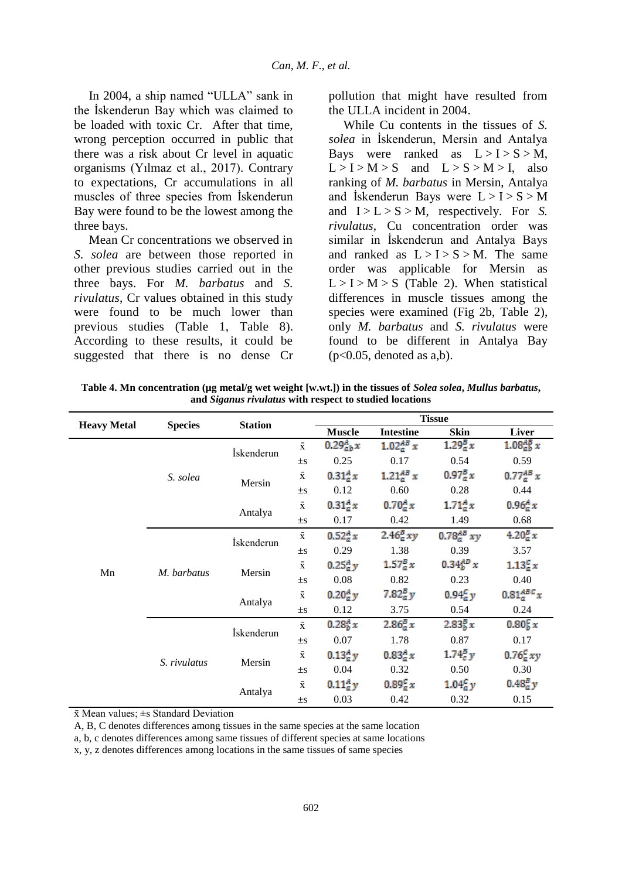In 2004, a ship named "ULLA" sank in the İskenderun Bay which was claimed to be loaded with toxic Cr. After that time, wrong perception occurred in public that there was a risk about Cr level in aquatic organisms (Yılmaz et al., 2017). Contrary to expectations, Cr accumulations in all muscles of three species from İskenderun Bay were found to be the lowest among the three bays.

Mean Cr concentrations we observed in *S. solea* are between those reported in other previous studies carried out in the three bays. For *M. barbatus* and *S. rivulatus*, Cr values obtained in this study were found to be much lower than previous studies (Table 1, Table 8). According to these results, it could be suggested that there is no dense Cr pollution that might have resulted from the ULLA incident in 2004.

While Cu contents in the tissues of *S. solea* in İskenderun, Mersin and Antalya Bays were ranked as L > I > S > M, L > I > M > S and L > S > M > I, also ranking of *M. barbatus* in Mersin, Antalya and İskenderun Bays were L > I > S > M and I > L > S > M, respectively. For *S. rivulatus*, Cu concentration order was similar in İskenderun and Antalya Bays and ranked as L > I > S > M. The same order was applicable for Mersin as L > I > M > S (Table 2). When statistical differences in muscle tissues among the species were examined (Fig 2b, Table 2), only *M. barbatus* and *S. rivulatus* were found to be different in Antalya Bay ($p<0.05$, denoted as a,b).

**Table 4. Mn concentration (µg metal/g wet weight [w.wt.]) in the tissues of *Solea solea*, *Mullus barbatus*, and *Siganus rivulatus* with respect to studied locations**

| Heavy Metal | Species | Station | | Tissue | | | |
|---|---|---|---|---|---|---|---|
| | | | | Muscle | Intestine | Skin | Liver |
| Mn | *S. solea* | İskenderun | x̄ | $0.29^{A}_{ab}x$ | $1.02^{AB}_{a}x$ | $1.29^{B}_{a}x$ | $1.08^{AB}_{ab}x$ |
| | | | ±s | 0.25 | 0.17 | 0.54 | 0.59 |
| | | Mersin | x̄ | $0.31^{A}_{a}x$ | $1.21^{AB}_{a}x$ | $0.97^{B}_{a}x$ | $0.77^{AB}_{a}x$ |
| | | | ±s | 0.12 | 0.60 | 0.28 | 0.44 |
| | | Antalya | x̄ | $0.31^{A}_{a}x$ | $0.70^{A}_{a}x$ | $1.71^{A}_{a}x$ | $0.96^{A}_{a}x$ |
| | | | ±s | 0.17 | 0.42 | 1.49 | 0.68 |
| | *M. barbatus* | İskenderun | x̄ | $0.52^{A}_{a}x$ | $2.46^{B}_{a}xy$ | $0.78^{AB}_{a}xy$ | $4.20^{B}_{a}x$ |
| | | | ±s | 0.29 | 1.38 | 0.39 | 3.57 |
| | | Mersin | x̄ | $0.25^{A}_{a}y$ | $1.57^{B}_{a}x$ | $0.34^{AD}_{b}x$ | $1.13^{C}_{a}x$ |
| | | | ±s | 0.08 | 0.82 | 0.23 | 0.40 |
| | | Antalya | x̄ | $0.20^{A}_{a}y$ | $7.82^{B}_{a}y$ | $0.94^{C}_{a}y$ | $0.81^{ABC}_{a}x$ |
| | | | ±s | 0.12 | 3.75 | 0.54 | 0.24 |
| | *S. rivulatus* | İskenderun | x̄ | $0.28^{A}_{b}x$ | $2.86^{B}_{a}x$ | $2.83^{B}_{b}x$ | $0.80^{C}_{b}x$ |
| | | | ±s | 0.07 | 1.78 | 0.87 | 0.17 |
| | | Mersin | x̄ | $0.13^{A}_{a}y$ | $0.83^{A}_{a}x$ | $1.74^{B}_{c}y$ | $0.76^{C}_{a}xy$ |
| | | | ±s | 0.04 | 0.32 | 0.50 | 0.30 |
| | | Antalya | x̄ | $0.11^{A}_{a}y$ | $0.89^{C}_{a}x$ | $1.04^{C}_{a}y$ | $0.48^{B}_{a}y$ |
| | | | ±s | 0.03 | 0.42 | 0.32 | 0.15 |

x̄ Mean values; ±s Standard Deviation

A, B, C denotes differences among tissues in the same species at the same location

a, b, c denotes differences among same tissues of different species at same locations

x, y, z denotes differences among locations in the same tissues of same species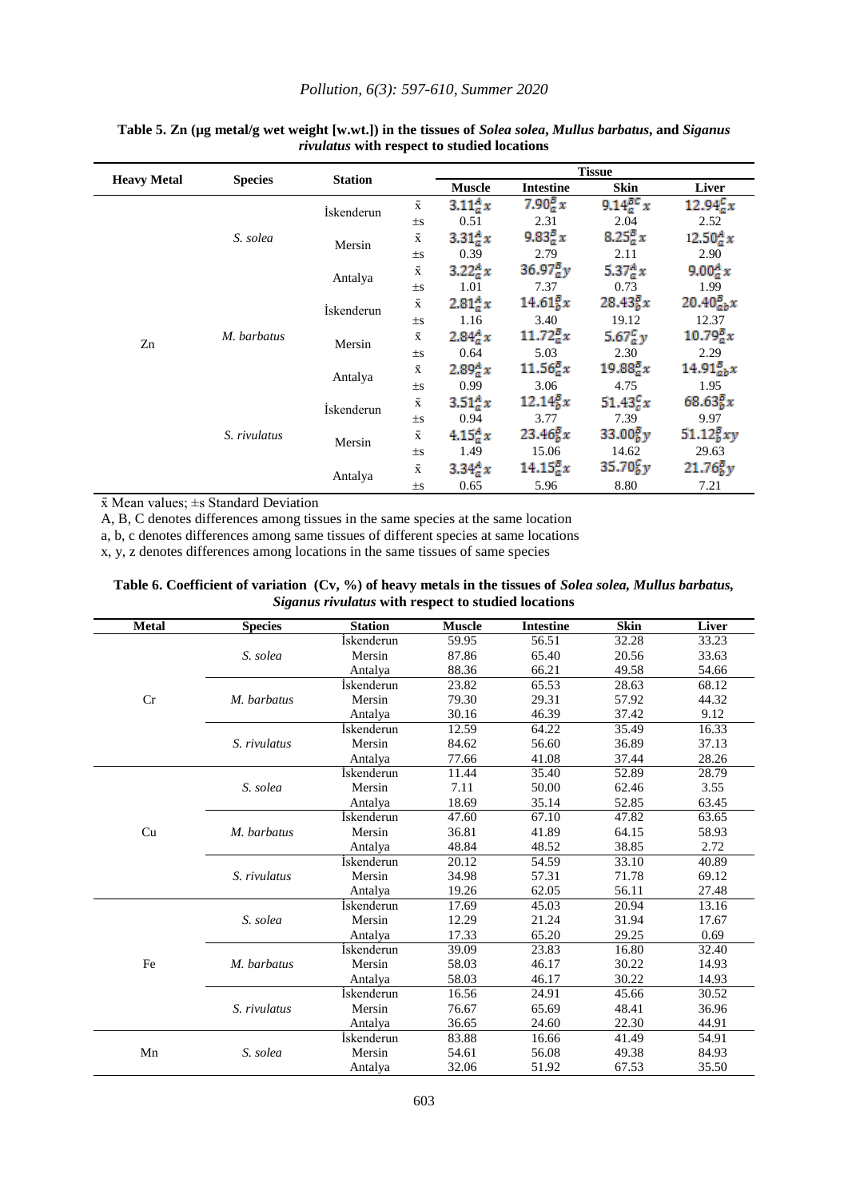**Table 5. Zn (µg metal/g wet weight [w.wt.]) in the tissues of *Solea solea*, *Mullus barbatus*, and *Siganus rivulatus* with respect to studied locations**

| Heavy Metal | Species | Station | | Muscle | Intestine | Skin | Liver |
|---|---|---|---|---|---|---|---|
| Zn | *S. solea* | İskenderun | x̄ | $3.11^{A}_{a}x$ | $7.90^{B}_{a}x$ | $9.14^{BC}_{a}x$ | $12.94^{C}_{a}x$ |
| | | | ±s | 0.51 | 2.31 | 2.04 | 2.52 |
| | | Mersin | x̄ | $3.31^{A}_{a}x$ | $9.83^{B}_{a}x$ | $8.25^{B}_{a}x$ | $12.50^{A}_{a}x$ |
| | | | ±s | 0.39 | 2.79 | 2.11 | 2.90 |
| | | Antalya | x̄ | $3.22^{A}_{a}x$ | $36.97^{B}_{a}y$ | $5.37^{A}_{a}x$ | $9.00^{A}_{a}x$ |
| | | | ±s | 1.01 | 7.37 | 0.73 | 1.99 |
| | *M. barbatus* | İskenderun | x̄ | $2.81^{A}_{a}x$ | $14.61^{B}_{b}x$ | $28.43^{B}_{b}x$ | $20.40^{B}_{ab}x$ |
| | | | ±s | 1.16 | 3.40 | 19.12 | 12.37 |
| | | Mersin | x̄ | $2.84^{A}_{a}x$ | $11.72^{B}_{a}x$ | $5.67^{C}_{a}y$ | $10.79^{B}_{a}x$ |
| | | | ±s | 0.64 | 5.03 | 2.30 | 2.29 |
| | | Antalya | x̄ | $2.89^{A}_{a}x$ | $11.56^{B}_{a}x$ | $19.88^{B}_{a}x$ | $14.91^{B}_{ab}x$ |
| | | | ±s | 0.99 | 3.06 | 4.75 | 1.95 |
| | *S. rivulatus* | İskenderun | x̄ | $3.51^{A}_{a}x$ | $12.14^{B}_{b}x$ | $51.43^{C}_{c}x$ | $68.63^{B}_{b}x$ |
| | | | ±s | 0.94 | 3.77 | 7.39 | 9.97 |
| | | Mersin | x̄ | $4.15^{A}_{a}x$ | $23.46^{B}_{b}x$ | $33.00^{B}_{b}y$ | $51.12^{B}_{b}xy$ |
| | | | ±s | 1.49 | 15.06 | 14.62 | 29.63 |
| | | Antalya | x̄ | $3.34^{A}_{a}x$ | $14.15^{B}_{a}x$ | $35.70^{C}_{b}y$ | $21.76^{B}_{b}y$ |
| | | | ±s | 0.65 | 5.96 | 8.80 | 7.21 |

x̄ Mean values; ±s Standard Deviation

A, B, C denotes differences among tissues in the same species at the same location

a, b, c denotes differences among same tissues of different species at same locations

x, y, z denotes differences among locations in the same tissues of same species

**Table 6. Coefficient of variation (Cv, %) of heavy metals in the tissues of *Solea solea, Mullus barbatus, Siganus rivulatus* with respect to studied locations**

| Metal | Species | Station | Muscle | Intestine | Skin | Liver |
|---|---|---|---|---|---|---|
| Cr | *S. solea* | İskenderun | 59.95 | 56.51 | 32.28 | 33.23 |
| | | Mersin | 87.86 | 65.40 | 20.56 | 33.63 |
| | | Antalya | 88.36 | 66.21 | 49.58 | 54.66 |
| | *M. barbatus* | İskenderun | 23.82 | 65.53 | 28.63 | 68.12 |
| | | Mersin | 79.30 | 29.31 | 57.92 | 44.32 |
| | | Antalya | 30.16 | 46.39 | 37.42 | 9.12 |
| | *S. rivulatus* | İskenderun | 12.59 | 64.22 | 35.49 | 16.33 |
| | | Mersin | 84.62 | 56.60 | 36.89 | 37.13 |
| | | Antalya | 77.66 | 41.08 | 37.44 | 28.26 |
| Cu | *S. solea* | İskenderun | 11.44 | 35.40 | 52.89 | 28.79 |
| | | Mersin | 7.11 | 50.00 | 62.46 | 3.55 |
| | | Antalya | 18.69 | 35.14 | 52.85 | 63.45 |
| | *M. barbatus* | İskenderun | 47.60 | 67.10 | 47.82 | 63.65 |
| | | Mersin | 36.81 | 41.89 | 64.15 | 58.93 |
| | | Antalya | 48.84 | 48.52 | 38.85 | 2.72 |
| | *S. rivulatus* | İskenderun | 20.12 | 54.59 | 33.10 | 40.89 |
| | | Mersin | 34.98 | 57.31 | 71.78 | 69.12 |
| | | Antalya | 19.26 | 62.05 | 56.11 | 27.48 |
| Fe | *S. solea* | İskenderun | 17.69 | 45.03 | 20.94 | 13.16 |
| | | Mersin | 12.29 | 21.24 | 31.94 | 17.67 |
| | | Antalya | 17.33 | 65.20 | 29.25 | 0.69 |
| | *M. barbatus* | İskenderun | 39.09 | 23.83 | 16.80 | 32.40 |
| | | Mersin | 58.03 | 46.17 | 30.22 | 14.93 |
| | | Antalya | 58.03 | 46.17 | 30.22 | 14.93 |
| | *S. rivulatus* | İskenderun | 16.56 | 24.91 | 45.66 | 30.52 |
| | | Mersin | 76.67 | 65.69 | 48.41 | 36.96 |
| | | Antalya | 36.65 | 24.60 | 22.30 | 44.91 |
| Mn | *S. solea* | İskenderun | 83.88 | 16.66 | 41.49 | 54.91 |
| | | Mersin | 54.61 | 56.08 | 49.38 | 84.93 |
| | | Antalya | 32.06 | 51.92 | 67.53 | 35.50 |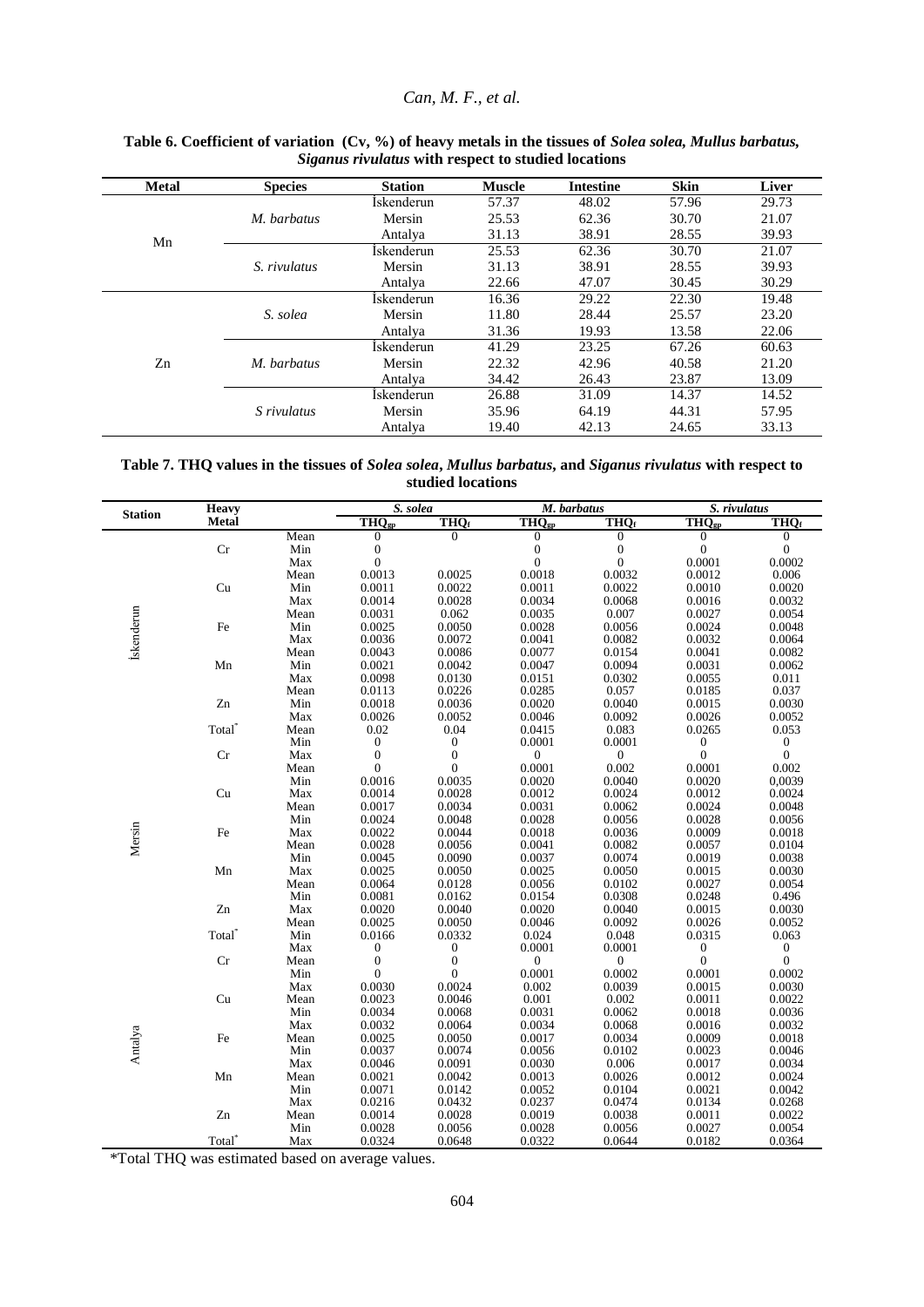**Table 6. Coefficient of variation (Cv, %) of heavy metals in the tissues of *Solea solea, Mullus barbatus, Siganus rivulatus* with respect to studied locations**

| Metal | Species | Station | Muscle | Intestine | Skin | Liver |
|---|---|---|---|---|---|---|
| Mn | *M. barbatus* | İskenderun | 57.37 | 48.02 | 57.96 | 29.73 |
| | | Mersin | 25.53 | 62.36 | 30.70 | 21.07 |
| | | Antalya | 31.13 | 38.91 | 28.55 | 39.93 |
| | *S. rivulatus* | İskenderun | 25.53 | 62.36 | 30.70 | 21.07 |
| | | Mersin | 31.13 | 38.91 | 28.55 | 39.93 |
| | | Antalya | 22.66 | 47.07 | 30.45 | 30.29 |
| Zn | *S. solea* | İskenderun | 16.36 | 29.22 | 22.30 | 19.48 |
| | | Mersin | 11.80 | 28.44 | 25.57 | 23.20 |
| | | Antalya | 31.36 | 19.93 | 13.58 | 22.06 |
| | *M. barbatus* | İskenderun | 41.29 | 23.25 | 67.26 | 60.63 |
| | | Mersin | 22.32 | 42.96 | 40.58 | 21.20 |
| | | Antalya | 34.42 | 26.43 | 23.87 | 13.09 |
| | *S rivulatus* | İskenderun | 26.88 | 31.09 | 14.37 | 14.52 |
| | | Mersin | 35.96 | 64.19 | 44.31 | 57.95 |
| | | Antalya | 19.40 | 42.13 | 24.65 | 33.13 |

**Table 7. THQ values in the tissues of *Solea solea*, *Mullus barbatus*, and *Siganus rivulatus* with respect to studied locations**

| Station | Heavy Metal | | *S. solea* | | *M. barbatus* | | *S. rivulatus* | |
|---|---|---|---|---|---|---|---|---|
| | | | $THQ_{gp}$ | $THQ_f$ | $THQ_{gp}$ | $THQ_f$ | $THQ_{gp}$ | $THQ_f$ |
| İskenderun | Cr | Mean | 0 | 0 | 0 | 0 | 0 | 0 |
| | | Min | 0 | | 0 | 0 | 0 | 0 |
| | | Max | 0 | | 0 | 0 | 0.0001 | 0.0002 |
| | Cu | Mean | 0.0013 | 0.0025 | 0.0018 | 0.0032 | 0.0012 | 0.006 |
| | | Min | 0.0011 | 0.0022 | 0.0011 | 0.0022 | 0.0010 | 0.0020 |
| | | Max | 0.0014 | 0.0028 | 0.0034 | 0.0068 | 0.0016 | 0.0032 |
| | Fe | Mean | 0.0031 | 0.062 | 0.0035 | 0.007 | 0.0027 | 0.0054 |
| | | Min | 0.0025 | 0.0050 | 0.0028 | 0.0056 | 0.0024 | 0.0048 |
| | | Max | 0.0036 | 0.0072 | 0.0041 | 0.0082 | 0.0032 | 0.0064 |
| | Mn | Mean | 0.0043 | 0.0086 | 0.0077 | 0.0154 | 0.0041 | 0.0082 |
| | | Min | 0.0021 | 0.0042 | 0.0047 | 0.0094 | 0.0031 | 0.0062 |
| | | Max | 0.0098 | 0.0130 | 0.0151 | 0.0302 | 0.0055 | 0.011 |
| | Zn | Mean | 0.0113 | 0.0226 | 0.0285 | 0.057 | 0.0185 | 0.037 |
| | | Min | 0.0018 | 0.0036 | 0.0020 | 0.0040 | 0.0015 | 0.0030 |
| | | Max | 0.0026 | 0.0052 | 0.0046 | 0.0092 | 0.0026 | 0.0052 |
| | Total* | Mean | 0.02 | 0.04 | 0.0415 | 0.083 | 0.0265 | 0.053 |
| Mersin | Cr | Min | 0 | 0 | 0.0001 | 0.0001 | 0 | 0 |
| | | Max | 0 | 0 | 0 | 0 | 0 | 0 |
| | | Mean | 0 | 0 | 0.0001 | 0.002 | 0.0001 | 0.002 |
| | Cu | Min | 0.0016 | 0.0035 | 0.0020 | 0.0040 | 0.0020 | 0,0039 |
| | | Max | 0.0014 | 0.0028 | 0.0012 | 0.0024 | 0.0012 | 0.0024 |
| | | Mean | 0.0017 | 0.0034 | 0.0031 | 0.0062 | 0.0024 | 0.0048 |
| | Fe | Min | 0.0024 | 0.0048 | 0.0028 | 0.0056 | 0.0028 | 0.0056 |
| | | Max | 0.0022 | 0.0044 | 0.0018 | 0.0036 | 0.0009 | 0.0018 |
| | | Mean | 0.0028 | 0.0056 | 0.0041 | 0.0082 | 0.0057 | 0.0104 |
| | Mn | Min | 0.0045 | 0.0090 | 0.0037 | 0.0074 | 0.0019 | 0.0038 |
| | | Max | 0.0025 | 0.0050 | 0.0025 | 0.0050 | 0.0015 | 0.0030 |
| | | Mean | 0.0064 | 0.0128 | 0.0056 | 0.0102 | 0.0027 | 0.0054 |
| | Zn | Min | 0.0081 | 0.0162 | 0.0154 | 0.0308 | 0.0248 | 0.496 |
| | | Max | 0.0020 | 0.0040 | 0.0020 | 0.0040 | 0.0015 | 0.0030 |
| | | Mean | 0.0025 | 0.0050 | 0.0046 | 0.0092 | 0.0026 | 0.0052 |
| | Total* | Min | 0.0166 | 0.0332 | 0.024 | 0.048 | 0.0315 | 0.063 |
| Antalya | Cr | Max | 0 | 0 | 0.0001 | 0.0001 | 0 | 0 |
| | | Mean | 0 | 0 | 0 | 0 | 0 | 0 |
| | | Min | 0 | 0 | 0.0001 | 0.0002 | 0.0001 | 0.0002 |
| | Cu | Max | 0.0030 | 0.0024 | 0.002 | 0.0039 | 0.0015 | 0.0030 |
| | | Mean | 0.0023 | 0.0046 | 0.001 | 0.002 | 0.0011 | 0.0022 |
| | | Min | 0.0034 | 0.0068 | 0.0031 | 0.0062 | 0.0018 | 0.0036 |
| | Fe | Max | 0.0032 | 0.0064 | 0.0034 | 0.0068 | 0.0016 | 0.0032 |
| | | Mean | 0.0025 | 0.0050 | 0.0017 | 0.0034 | 0.0009 | 0.0018 |
| | | Min | 0.0037 | 0.0074 | 0.0056 | 0.0102 | 0.0023 | 0.0046 |
| | Mn | Max | 0.0046 | 0.0091 | 0.0030 | 0.006 | 0.0017 | 0.0034 |
| | | Mean | 0.0021 | 0.0042 | 0.0013 | 0.0026 | 0.0012 | 0.0024 |
| | | Min | 0.0071 | 0.0142 | 0.0052 | 0.0104 | 0.0021 | 0.0042 |
| | Zn | Max | 0.0216 | 0.0432 | 0.0237 | 0.0474 | 0.0134 | 0.0268 |
| | | Mean | 0.0014 | 0.0028 | 0.0019 | 0.0038 | 0.0011 | 0.0022 |
| | | Min | 0.0028 | 0.0056 | 0.0028 | 0.0056 | 0.0027 | 0.0054 |
| | Total* | Max | 0.0324 | 0.0648 | 0.0322 | 0.0644 | 0.0182 | 0.0364 |

*Total THQ was estimated based on average values.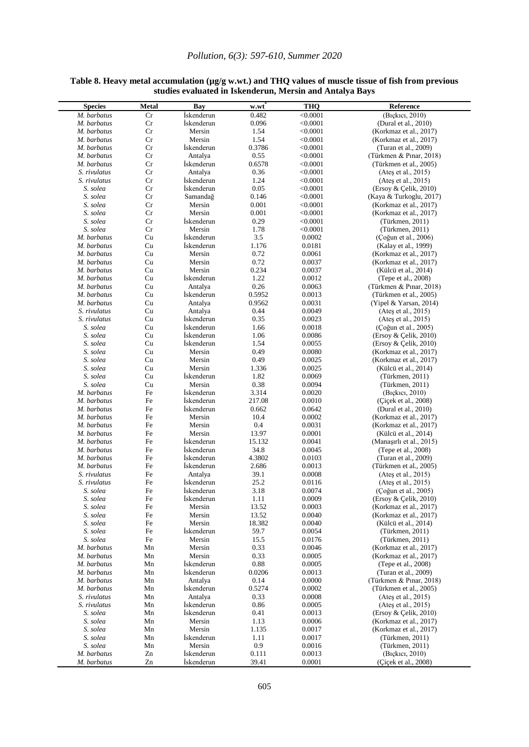**Table 8. Heavy metal accumulation (μg/g w.wt.) and THQ values of muscle tissue of fish from previous studies evaluated in Iskenderun, Mersin and Antalya Bays**

| Species | Metal | Bay | w.wt[*] | THQ | Reference |
|---|---|---|---|---|---|
| *M. barbatus* | Cr | İskenderun | 0.482 | <0.0001 | (Bıçkıcı, 2010) |
| *M. barbatus* | Cr | İskenderun | 0.096 | <0.0001 | (Dural et al., 2010) |
| *M. barbatus* | Cr | Mersin | 1.54 | <0.0001 | (Korkmaz et al., 2017) |
| *M. barbatus* | Cr | Mersin | 1.54 | <0.0001 | (Korkmaz et al., 2017) |
| *M. barbatus* | Cr | İskenderun | 0.3786 | <0.0001 | (Turan et al., 2009) |
| *M. barbatus* | Cr | Antalya | 0.55 | <0.0001 | (Türkmen & Pınar, 2018) |
| *M. barbatus* | Cr | İskenderun | 0.6578 | <0.0001 | (Türkmen et al., 2005) |
| *S. rivulatus* | Cr | Antalya | 0.36 | <0.0001 | (Ateş et al., 2015) |
| *S. rivulatus* | Cr | İskenderun | 1.24 | <0.0001 | (Ateş et al., 2015) |
| *S. solea* | Cr | İskenderun | 0.05 | <0.0001 | (Ersoy & Çelik, 2010) |
| *S. solea* | Cr | Samandağ | 0.146 | <0.0001 | (Kaya & Turkoglu, 2017) |
| *S. solea* | Cr | Mersin | 0.001 | <0.0001 | (Korkmaz et al., 2017) |
| *S. solea* | Cr | Mersin | 0.001 | <0.0001 | (Korkmaz et al., 2017) |
| *S. solea* | Cr | İskenderun | 0.29 | <0.0001 | (Türkmen, 2011) |
| *S. solea* | Cr | Mersin | 1.78 | <0.0001 | (Türkmen, 2011) |
| *M. barbatus* | Cu | İskenderun | 3.5 | 0.0002 | (Çoğun et al., 2006) |
| *M. barbatus* | Cu | İskenderun | 1.176 | 0.0181 | (Kalay et al., 1999) |
| *M. barbatus* | Cu | Mersin | 0.72 | 0.0061 | (Korkmaz et al., 2017) |
| *M. barbatus* | Cu | Mersin | 0.72 | 0.0037 | (Korkmaz et al., 2017) |
| *M. barbatus* | Cu | Mersin | 0.234 | 0.0037 | (Külcü et al., 2014) |
| *M. barbatus* | Cu | İskenderun | 1.22 | 0.0012 | (Tepe et al., 2008) |
| *M. barbatus* | Cu | Antalya | 0.26 | 0.0063 | (Türkmen & Pınar, 2018) |
| *M. barbatus* | Cu | İskenderun | 0.5952 | 0.0013 | (Türkmen et al., 2005) |
| *M. barbatus* | Cu | Antalya | 0.9562 | 0.0031 | (Yipel & Yarsan, 2014) |
| *S. rivulatus* | Cu | Antalya | 0.44 | 0.0049 | (Ateş et al., 2015) |
| *S. rivulatus* | Cu | İskenderun | 0.35 | 0.0023 | (Ateş et al., 2015) |
| *S. solea* | Cu | İskenderun | 1.66 | 0.0018 | (Çoğun et al., 2005) |
| *S. solea* | Cu | İskenderun | 1.06 | 0.0086 | (Ersoy & Çelik, 2010) |
| *S. solea* | Cu | İskenderun | 1.54 | 0.0055 | (Ersoy & Çelik, 2010) |
| *S. solea* | Cu | Mersin | 0.49 | 0.0080 | (Korkmaz et al., 2017) |
| *S. solea* | Cu | Mersin | 0.49 | 0.0025 | (Korkmaz et al., 2017) |
| *S. solea* | Cu | Mersin | 1.336 | 0.0025 | (Külcü et al., 2014) |
| *S. solea* | Cu | İskenderun | 1.82 | 0.0069 | (Türkmen, 2011) |
| *S. solea* | Cu | Mersin | 0.38 | 0.0094 | (Türkmen, 2011) |
| *M. barbatus* | Fe | İskenderun | 3.314 | 0.0020 | (Bıçkıcı, 2010) |
| *M. barbatus* | Fe | İskenderun | 217.08 | 0.0010 | (Çiçek et al., 2008) |
| *M. barbatus* | Fe | İskenderun | 0.662 | 0.0642 | (Dural et al., 2010) |
| *M. barbatus* | Fe | Mersin | 10.4 | 0.0002 | (Korkmaz et al., 2017) |
| *M. barbatus* | Fe | Mersin | 0.4 | 0.0031 | (Korkmaz et al., 2017) |
| *M. barbatus* | Fe | Mersin | 13.97 | 0.0001 | (Külcü et al., 2014) |
| *M. barbatus* | Fe | İskenderun | 15.132 | 0.0041 | (Manaşırlı et al., 2015) |
| *M. barbatus* | Fe | İskenderun | 34.8 | 0.0045 | (Tepe et al., 2008) |
| *M. barbatus* | Fe | İskenderun | 4.3802 | 0.0103 | (Turan et al., 2009) |
| *M. barbatus* | Fe | İskenderun | 2.686 | 0.0013 | (Türkmen et al., 2005) |
| *S. rivulatus* | Fe | Antalya | 39.1 | 0.0008 | (Ateş et al., 2015) |
| *S. rivulatus* | Fe | İskenderun | 25.2 | 0.0116 | (Ateş et al., 2015) |
| *S. solea* | Fe | İskenderun | 3.18 | 0.0074 | (Çoğun et al., 2005) |
| *S. solea* | Fe | İskenderun | 1.11 | 0.0009 | (Ersoy & Çelik, 2010) |
| *S. solea* | Fe | Mersin | 13.52 | 0.0003 | (Korkmaz et al., 2017) |
| *S. solea* | Fe | Mersin | 13.52 | 0.0040 | (Korkmaz et al., 2017) |
| *S. solea* | Fe | Mersin | 18.382 | 0.0040 | (Külcü et al., 2014) |
| *S. solea* | Fe | İskenderun | 59.7 | 0.0054 | (Türkmen, 2011) |
| *S. solea* | Fe | Mersin | 15.5 | 0.0176 | (Türkmen, 2011) |
| *M. barbatus* | Mn | Mersin | 0.33 | 0.0046 | (Korkmaz et al., 2017) |
| *M. barbatus* | Mn | Mersin | 0.33 | 0.0005 | (Korkmaz et al., 2017) |
| *M. barbatus* | Mn | İskenderun | 0.88 | 0.0005 | (Tepe et al., 2008) |
| *M. barbatus* | Mn | İskenderun | 0.0206 | 0.0013 | (Turan et al., 2009) |
| *M. barbatus* | Mn | Antalya | 0.14 | 0.0000 | (Türkmen & Pınar, 2018) |
| *M. barbatus* | Mn | İskenderun | 0.5274 | 0.0002 | (Türkmen et al., 2005) |
| *S. rivulatus* | Mn | Antalya | 0.33 | 0.0008 | (Ateş et al., 2015) |
| *S. rivulatus* | Mn | İskenderun | 0.86 | 0.0005 | (Ateş et al., 2015) |
| *S. solea* | Mn | İskenderun | 0.41 | 0.0013 | (Ersoy & Çelik, 2010) |
| *S. solea* | Mn | Mersin | 1.13 | 0.0006 | (Korkmaz et al., 2017) |
| *S. solea* | Mn | Mersin | 1.135 | 0.0017 | (Korkmaz et al., 2017) |
| *S. solea* | Mn | İskenderun | 1.11 | 0.0017 | (Türkmen, 2011) |
| *S. solea* | Mn | Mersin | 0.9 | 0.0016 | (Türkmen, 2011) |
| *M. barbatus* | Zn | İskenderun | 0.111 | 0.0013 | (Bıçkıcı, 2010) |
| *M. barbatus* | Zn | İskenderun | 39.41 | 0.0001 | (Çiçek et al., 2008) |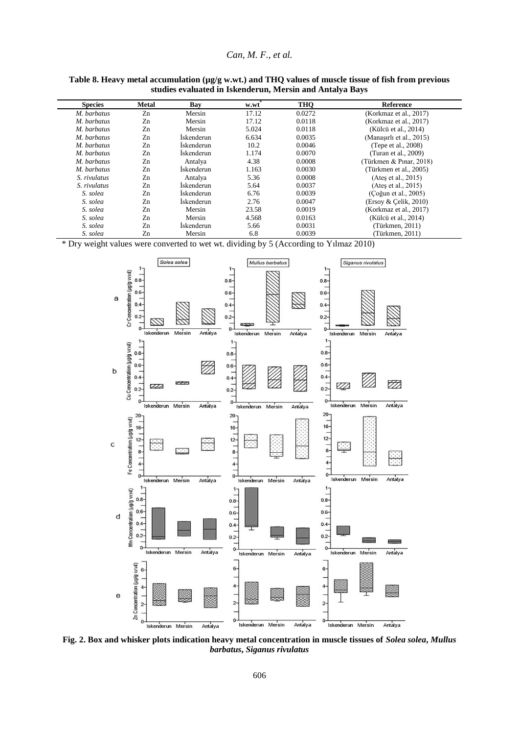**Table 8. Heavy metal accumulation (µg/g w.wt.) and THQ values of muscle tissue of fish from previous studies evaluated in Iskenderun, Mersin and Antalya Bays**

| Species | Metal | Bay | w.wt* | THQ | Reference |
|---|---|---|---|---|---|
| *M. barbatus* | Zn | Mersin | 17.12 | 0.0272 | (Korkmaz et al., 2017) |
| *M. barbatus* | Zn | Mersin | 17.12 | 0.0118 | (Korkmaz et al., 2017) |
| *M. barbatus* | Zn | Mersin | 5.024 | 0.0118 | (Külcü et al., 2014) |
| *M. barbatus* | Zn | İskenderun | 6.634 | 0.0035 | (Manaşırlı et al., 2015) |
| *M. barbatus* | Zn | İskenderun | 10.2 | 0.0046 | (Tepe et al., 2008) |
| *M. barbatus* | Zn | İskenderun | 1.174 | 0.0070 | (Turan et al., 2009) |
| *M. barbatus* | Zn | Antalya | 4.38 | 0.0008 | (Türkmen & Pınar, 2018) |
| *M. barbatus* | Zn | İskenderun | 1.163 | 0.0030 | (Türkmen et al., 2005) |
| *S. rivulatus* | Zn | Antalya | 5.36 | 0.0008 | (Ateş et al., 2015) |
| *S. rivulatus* | Zn | İskenderun | 5.64 | 0.0037 | (Ateş et al., 2015) |
| *S. solea* | Zn | İskenderun | 6.76 | 0.0039 | (Çoğun et al., 2005) |
| *S. solea* | Zn | İskenderun | 2.76 | 0.0047 | (Ersoy & Çelik, 2010) |
| *S. solea* | Zn | Mersin | 23.58 | 0.0019 | (Korkmaz et al., 2017) |
| *S. solea* | Zn | Mersin | 4.568 | 0.0163 | (Külcü et al., 2014) |
| *S. solea* | Zn | İskenderun | 5.66 | 0.0031 | (Türkmen, 2011) |
| *S. solea* | Zn | Mersin | 6.8 | 0.0039 | (Türkmen, 2011) |

\* Dry weight values were converted to wet wt. dividing by 5 (According to Yılmaz 2010)

**Fig. 2. Box and whisker plots indication heavy metal concentration in muscle tissues of *Solea solea*, *Mullus barbatus*, *Siganus rivulatus***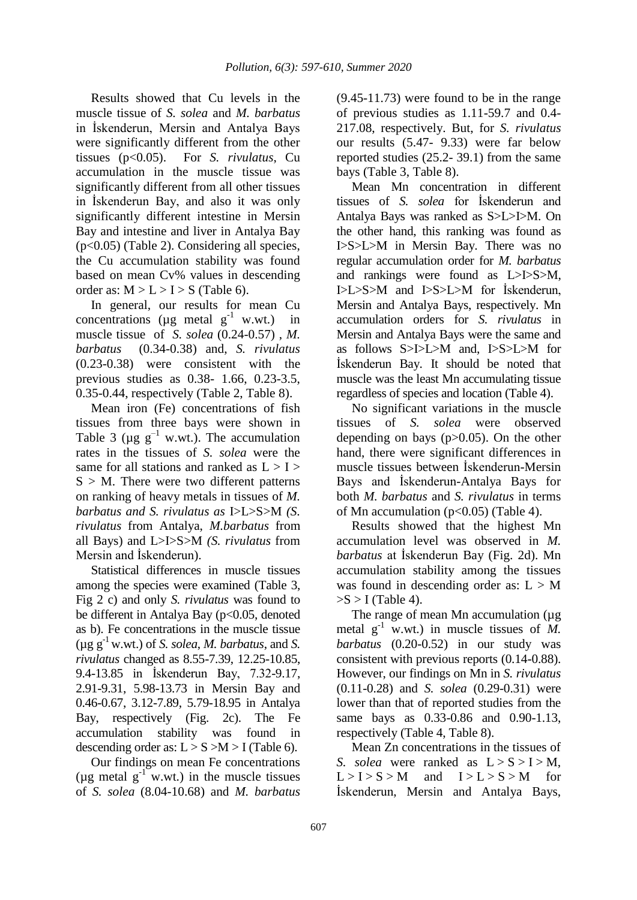Results showed that Cu levels in the muscle tissue of *S. solea* and *M. barbatus* in İskenderun, Mersin and Antalya Bays were significantly different from the other tissues ($p<0.05$). For *S. rivulatus*, Cu accumulation in the muscle tissue was significantly different from all other tissues in İskenderun Bay, and also it was only significantly different intestine in Mersin Bay and intestine and liver in Antalya Bay ($p<0.05$) (Table 2). Considering all species, the Cu accumulation stability was found based on mean Cv% values in descending order as: M > L > I > S (Table 6).

In general, our results for mean Cu concentrations (µg metal $g^{-1}$ w.wt.) in muscle tissue of *S. solea* (0.24-0.57) , *M. barbatus* (0.34-0.38) and, *S. rivulatus* (0.23-0.38) were consistent with the previous studies as 0.38- 1.66, 0.23-3.5, 0.35-0.44, respectively (Table 2, Table 8).

Mean iron (Fe) concentrations of fish tissues from three bays were shown in Table 3 (µg $g^{-1}$ w.wt.). The accumulation rates in the tissues of *S. solea* were the same for all stations and ranked as L > I > S > M. There were two different patterns on ranking of heavy metals in tissues of *M. barbatus and S. rivulatus as* I>L>S>M *(S. rivulatus* from Antalya, *M.barbatus* from all Bays) and L>I>S>M *(S. rivulatus* from Mersin and İskenderun).

Statistical differences in muscle tissues among the species were examined (Table 3, Fig 2 c) and only *S. rivulatus* was found to be different in Antalya Bay ($p<0.05$, denoted as b). Fe concentrations in the muscle tissue (µg $g^{-1}$ w.wt.) of *S. solea*, *M. barbatus*, and *S. rivulatus* changed as 8.55-7.39, 12.25-10.85, 9.4-13.85 in İskenderun Bay, 7.32-9.17, 2.91-9.31, 5.98-13.73 in Mersin Bay and 0.46-0.67, 3.12-7.89, 5.79-18.95 in Antalya Bay, respectively (Fig. 2c). The Fe accumulation stability was found in descending order as: L > S >M > I (Table 6).

Our findings on mean Fe concentrations (µg metal $g^{-1}$ w.wt.) in the muscle tissues of *S. solea* (8.04-10.68) and *M. barbatus* (9.45-11.73) were found to be in the range of previous studies as 1.11-59.7 and 0.4-217.08, respectively. But, for *S. rivulatus* our results (5.47- 9.33) were far below reported studies (25.2- 39.1) from the same bays (Table 3, Table 8).

Mean Mn concentration in different tissues of *S. solea* for İskenderun and Antalya Bays was ranked as S>L>I>M. On the other hand, this ranking was found as I>S>L>M in Mersin Bay. There was no regular accumulation order for *M. barbatus* and rankings were found as L>I>S>M, I>L>S>M and I>S>L>M for İskenderun, Mersin and Antalya Bays, respectively. Mn accumulation orders for *S. rivulatus* in Mersin and Antalya Bays were the same and as follows S>I>L>M and, I>S>L>M for İskenderun Bay. It should be noted that muscle was the least Mn accumulating tissue regardless of species and location (Table 4).

No significant variations in the muscle tissues of *S. solea* were observed depending on bays ($p>0.05$). On the other hand, there were significant differences in muscle tissues between İskenderun-Mersin Bays and İskenderun-Antalya Bays for both *M. barbatus* and *S. rivulatus* in terms of Mn accumulation ($p<0.05$) (Table 4).

Results showed that the highest Mn accumulation level was observed in *M. barbatus* at İskenderun Bay (Fig. 2d). Mn accumulation stability among the tissues was found in descending order as: L > M >S > I (Table 4).

The range of mean Mn accumulation (µg metal $g^{-1}$ w.wt.) in muscle tissues of *M. barbatus* (0.20-0.52) in our study was consistent with previous reports (0.14-0.88). However, our findings on Mn in *S. rivulatus* (0.11-0.28) and *S. solea* (0.29-0.31) were lower than that of reported studies from the same bays as 0.33-0.86 and 0.90-1.13, respectively (Table 4, Table 8).

Mean Zn concentrations in the tissues of *S. solea* were ranked as L > S > I > M, L > I > S > M and I > L > S > M for İskenderun, Mersin and Antalya Bays,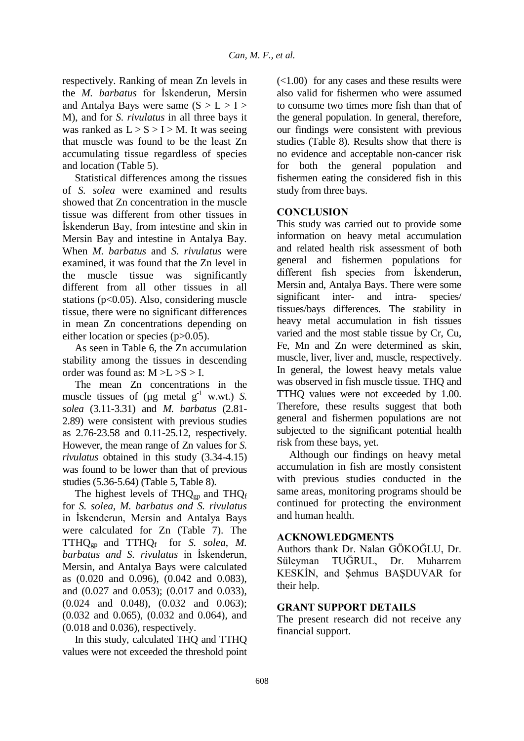respectively. Ranking of mean Zn levels in the *M. barbatus* for İskenderun, Mersin and Antalya Bays were same (S > L > I > M), and for *S. rivulatus* in all three bays it was ranked as L > S > I > M. It was seeing that muscle was found to be the least Zn accumulating tissue regardless of species and location (Table 5).

Statistical differences among the tissues of *S. solea* were examined and results showed that Zn concentration in the muscle tissue was different from other tissues in İskenderun Bay, from intestine and skin in Mersin Bay and intestine in Antalya Bay. When *M. barbatus* and *S. rivulatus* were examined, it was found that the Zn level in the muscle tissue was significantly different from all other tissues in all stations ($p<0.05$). Also, considering muscle tissue, there were no significant differences in mean Zn concentrations depending on either location or species ($p>0.05$).

As seen in Table 6, the Zn accumulation stability among the tissues in descending order was found as: M >L >S > I.

The mean Zn concentrations in the muscle tissues of (µg metal $g^{-1}$ w.wt.) *S. solea* (3.11-3.31) and *M. barbatus* (2.81-2.89) were consistent with previous studies as 2.76-23.58 and 0.11-25.12, respectively. However, the mean range of Zn values for *S. rivulatus* obtained in this study (3.34-4.15) was found to be lower than that of previous studies (5.36-5.64) (Table 5, Table 8).

The highest levels of $THQ_{gp}$ and $THQ_f$ for *S. solea*, *M. barbatus and S. rivulatus* in İskenderun, Mersin and Antalya Bays were calculated for Zn (Table 7). The $TTHQ_{gp}$ and $TTHQ_f$ for *S. solea*, *M. barbatus and S. rivulatus* in İskenderun, Mersin, and Antalya Bays were calculated as (0.020 and 0.096), (0.042 and 0.083), and (0.027 and 0.053); (0.017 and 0.033), (0.024 and 0.048), (0.032 and 0.063); (0.032 and 0.065), (0.032 and 0.064), and (0.018 and 0.036), respectively.

In this study, calculated THQ and TTHQ values were not exceeded the threshold point (<1.00) for any cases and these results were also valid for fishermen who were assumed to consume two times more fish than that of the general population. In general, therefore, our findings were consistent with previous studies (Table 8). Results show that there is no evidence and acceptable non-cancer risk for both the general population and fishermen eating the considered fish in this study from three bays.

## CONCLUSION

This study was carried out to provide some information on heavy metal accumulation and related health risk assessment of both general and fishermen populations for different fish species from İskenderun, Mersin and, Antalya Bays. There were some significant inter- and intra- species/ tissues/bays differences. The stability in heavy metal accumulation in fish tissues varied and the most stable tissue by Cr, Cu, Fe, Mn and Zn were determined as skin, muscle, liver, liver and, muscle, respectively. In general, the lowest heavy metals value was observed in fish muscle tissue. THQ and TTHQ values were not exceeded by 1.00. Therefore, these results suggest that both general and fishermen populations are not subjected to the significant potential health risk from these bays, yet.

Although our findings on heavy metal accumulation in fish are mostly consistent with previous studies conducted in the same areas, monitoring programs should be continued for protecting the environment and human health.

## ACKNOWLEDGMENTS

Authors thank Dr. Nalan GÖKOĞLU, Dr. Süleyman TUĞRUL, Dr. Muharrem KESKİN, and Şehmus BAŞDUVAR for their help.

## GRANT SUPPORT DETAILS

The present research did not receive any financial support.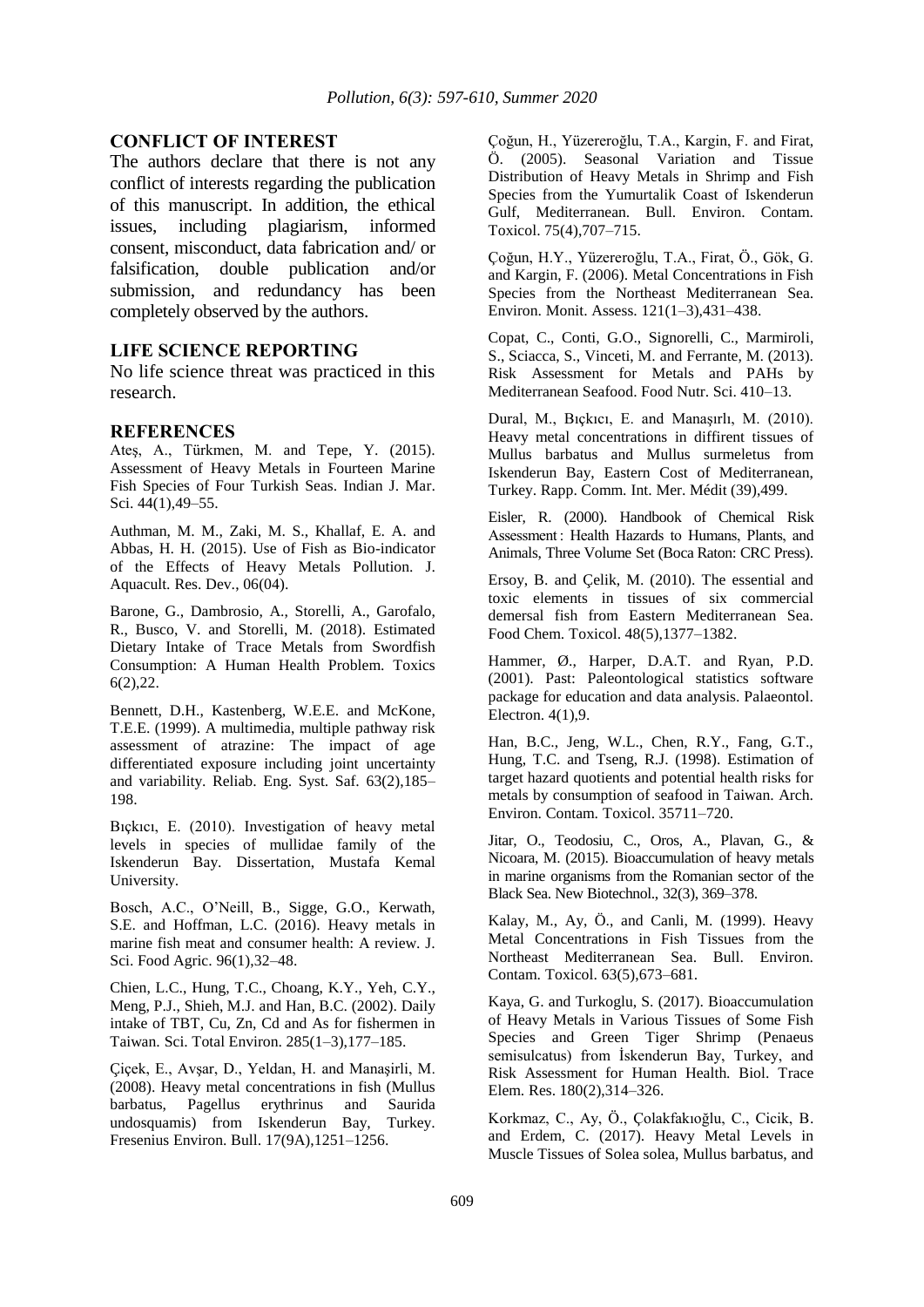## CONFLICT OF INTEREST

The authors declare that there is not any conflict of interests regarding the publication of this manuscript. In addition, the ethical issues, including plagiarism, informed consent, misconduct, data fabrication and/ or falsification, double publication and/or submission, and redundancy has been completely observed by the authors.

## LIFE SCIENCE REPORTING

No life science threat was practiced in this research.

## REFERENCES

Ateş, A., Türkmen, M. and Tepe, Y. (2015). Assessment of Heavy Metals in Fourteen Marine Fish Species of Four Turkish Seas. Indian J. Mar. Sci. 44(1),49–55.

Authman, M. M., Zaki, M. S., Khallaf, E. A. and Abbas, H. H. (2015). Use of Fish as Bio-indicator of the Effects of Heavy Metals Pollution. J. Aquacult. Res. Dev., 06(04).

Barone, G., Dambrosio, A., Storelli, A., Garofalo, R., Busco, V. and Storelli, M. (2018). Estimated Dietary Intake of Trace Metals from Swordfish Consumption: A Human Health Problem. Toxics 6(2),22.

Bennett, D.H., Kastenberg, W.E.E. and McKone, T.E.E. (1999). A multimedia, multiple pathway risk assessment of atrazine: The impact of age differentiated exposure including joint uncertainty and variability. Reliab. Eng. Syst. Saf. 63(2),185–198.

Bıçkıcı, E. (2010). Investigation of heavy metal levels in species of mullidae family of the Iskenderun Bay. Dissertation, Mustafa Kemal University.

Bosch, A.C., O'Neill, B., Sigge, G.O., Kerwath, S.E. and Hoffman, L.C. (2016). Heavy metals in marine fish meat and consumer health: A review. J. Sci. Food Agric. 96(1),32–48.

Chien, L.C., Hung, T.C., Choang, K.Y., Yeh, C.Y., Meng, P.J., Shieh, M.J. and Han, B.C. (2002). Daily intake of TBT, Cu, Zn, Cd and As for fishermen in Taiwan. Sci. Total Environ. 285(1–3),177–185.

Çiçek, E., Avşar, D., Yeldan, H. and Manaşirli, M. (2008). Heavy metal concentrations in fish (Mullus barbatus, Pagellus erythrinus and Saurida undosquamis) from Iskenderun Bay, Turkey. Fresenius Environ. Bull. 17(9A),1251–1256.

Çoğun, H., Yüzereroğlu, T.A., Kargin, F. and Firat, Ö. (2005). Seasonal Variation and Tissue Distribution of Heavy Metals in Shrimp and Fish Species from the Yumurtalik Coast of Iskenderun Gulf, Mediterranean. Bull. Environ. Contam. Toxicol. 75(4),707–715.

Çoğun, H.Y., Yüzereroğlu, T.A., Firat, Ö., Gök, G. and Kargin, F. (2006). Metal Concentrations in Fish Species from the Northeast Mediterranean Sea. Environ. Monit. Assess. 121(1–3),431–438.

Copat, C., Conti, G.O., Signorelli, C., Marmiroli, S., Sciacca, S., Vinceti, M. and Ferrante, M. (2013). Risk Assessment for Metals and PAHs by Mediterranean Seafood. Food Nutr. Sci. 410–13.

Dural, M., Bıçkıcı, E. and Manaşırlı, M. (2010). Heavy metal concentrations in diffirent tissues of Mullus barbatus and Mullus surmeletus from Iskenderun Bay, Eastern Cost of Mediterranean, Turkey. Rapp. Comm. Int. Mer. Médit (39),499.

Eisler, R. (2000). Handbook of Chemical Risk Assessment : Health Hazards to Humans, Plants, and Animals, Three Volume Set (Boca Raton: CRC Press).

Ersoy, B. and Çelik, M. (2010). The essential and toxic elements in tissues of six commercial demersal fish from Eastern Mediterranean Sea. Food Chem. Toxicol. 48(5),1377–1382.

Hammer, Ø., Harper, D.A.T. and Ryan, P.D. (2001). Past: Paleontological statistics software package for education and data analysis. Palaeontol. Electron. 4(1),9.

Han, B.C., Jeng, W.L., Chen, R.Y., Fang, G.T., Hung, T.C. and Tseng, R.J. (1998). Estimation of target hazard quotients and potential health risks for metals by consumption of seafood in Taiwan. Arch. Environ. Contam. Toxicol. 35711–720.

Jitar, O., Teodosiu, C., Oros, A., Plavan, G., & Nicoara, M. (2015). Bioaccumulation of heavy metals in marine organisms from the Romanian sector of the Black Sea. New Biotechnol., 32(3), 369–378.

Kalay, M., Ay, Ö., and Canli, M. (1999). Heavy Metal Concentrations in Fish Tissues from the Northeast Mediterranean Sea. Bull. Environ. Contam. Toxicol. 63(5),673–681.

Kaya, G. and Turkoglu, S. (2017). Bioaccumulation of Heavy Metals in Various Tissues of Some Fish Species and Green Tiger Shrimp (Penaeus semisulcatus) from İskenderun Bay, Turkey, and Risk Assessment for Human Health. Biol. Trace Elem. Res. 180(2),314–326.

Korkmaz, C., Ay, Ö., Çolakfakıoğlu, C., Cicik, B. and Erdem, C. (2017). Heavy Metal Levels in Muscle Tissues of Solea solea, Mullus barbatus, and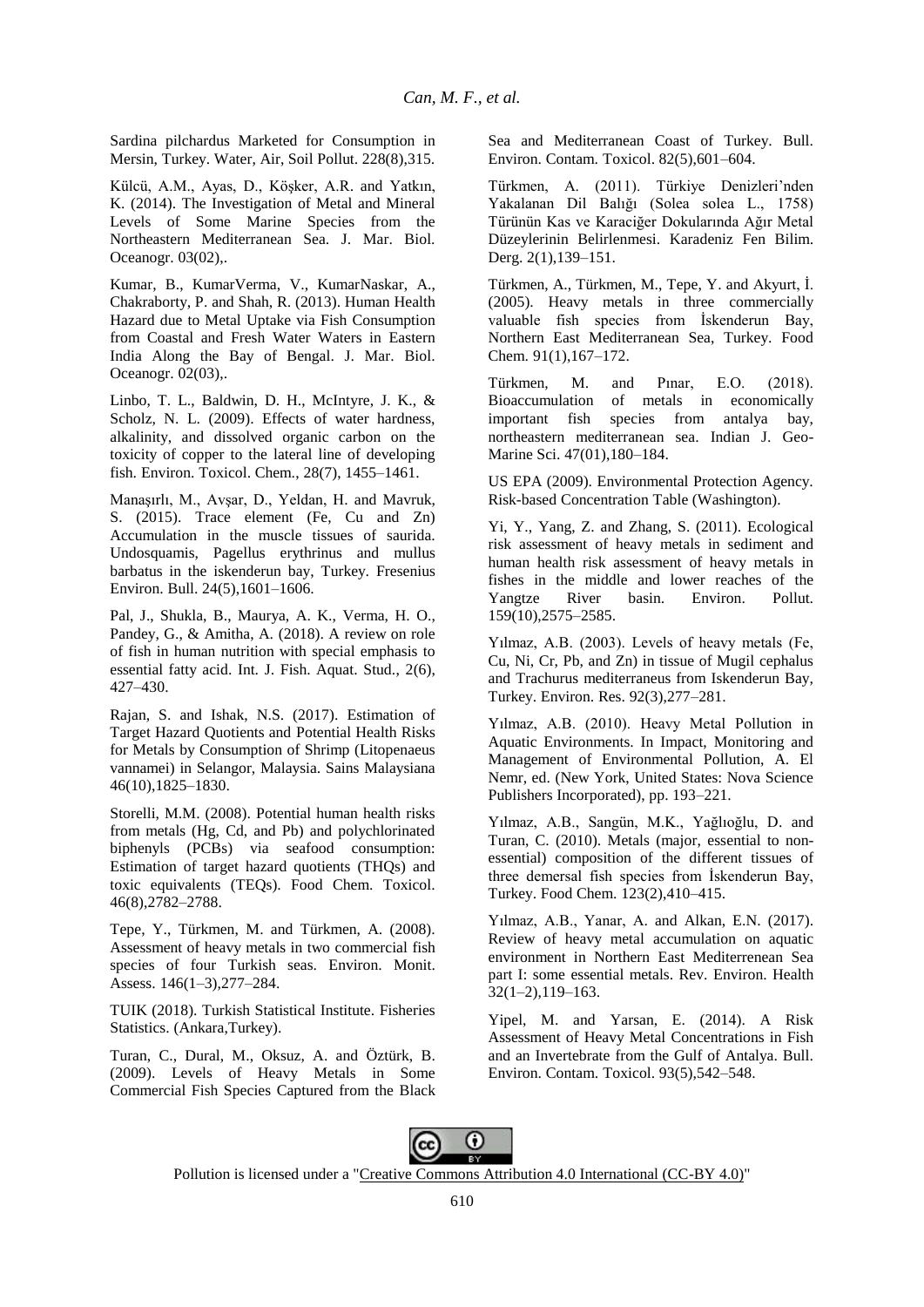Sardina pilchardus Marketed for Consumption in Mersin, Turkey. Water, Air, Soil Pollut. 228(8),315.

Külcü, A.M., Ayas, D., Köşker, A.R. and Yatkın, K. (2014). The Investigation of Metal and Mineral Levels of Some Marine Species from the Northeastern Mediterranean Sea. J. Mar. Biol. Oceanogr. 03(02),.

Kumar, B., KumarVerma, V., KumarNaskar, A., Chakraborty, P. and Shah, R. (2013). Human Health Hazard due to Metal Uptake via Fish Consumption from Coastal and Fresh Water Waters in Eastern India Along the Bay of Bengal. J. Mar. Biol. Oceanogr. 02(03),.

Linbo, T. L., Baldwin, D. H., McIntyre, J. K., & Scholz, N. L. (2009). Effects of water hardness, alkalinity, and dissolved organic carbon on the toxicity of copper to the lateral line of developing fish. Environ. Toxicol. Chem., 28(7), 1455–1461.

Manaşırlı, M., Avşar, D., Yeldan, H. and Mavruk, S. (2015). Trace element (Fe, Cu and Zn) Accumulation in the muscle tissues of saurida. Undosquamis, Pagellus erythrinus and mullus barbatus in the iskenderun bay, Turkey. Fresenius Environ. Bull. 24(5),1601–1606.

Pal, J., Shukla, B., Maurya, A. K., Verma, H. O., Pandey, G., & Amitha, A. (2018). A review on role of fish in human nutrition with special emphasis to essential fatty acid. Int. J. Fish. Aquat. Stud., 2(6), 427–430.

Rajan, S. and Ishak, N.S. (2017). Estimation of Target Hazard Quotients and Potential Health Risks for Metals by Consumption of Shrimp (Litopenaeus vannamei) in Selangor, Malaysia. Sains Malaysiana 46(10),1825–1830.

Storelli, M.M. (2008). Potential human health risks from metals (Hg, Cd, and Pb) and polychlorinated biphenyls (PCBs) via seafood consumption: Estimation of target hazard quotients (THQs) and toxic equivalents (TEQs). Food Chem. Toxicol. 46(8),2782–2788.

Tepe, Y., Türkmen, M. and Türkmen, A. (2008). Assessment of heavy metals in two commercial fish species of four Turkish seas. Environ. Monit. Assess. 146(1–3),277–284.

TUIK (2018). Turkish Statistical Institute. Fisheries Statistics. (Ankara,Turkey).

Turan, C., Dural, M., Oksuz, A. and Öztürk, B. (2009). Levels of Heavy Metals in Some Commercial Fish Species Captured from the Black Sea and Mediterranean Coast of Turkey. Bull. Environ. Contam. Toxicol. 82(5),601–604.

Türkmen, A. (2011). Türkiye Denizleri'nden Yakalanan Dil Balığı (Solea solea L., 1758) Türünün Kas ve Karaciğer Dokularında Ağır Metal Düzeylerinin Belirlenmesi. Karadeniz Fen Bilim. Derg. 2(1),139–151.

Türkmen, A., Türkmen, M., Tepe, Y. and Akyurt, İ. (2005). Heavy metals in three commercially valuable fish species from İskenderun Bay, Northern East Mediterranean Sea, Turkey. Food Chem. 91(1),167–172.

Türkmen, M. and Pınar, E.O. (2018). Bioaccumulation of metals in economically important fish species from antalya bay, northeastern mediterranean sea. Indian J. Geo-Marine Sci. 47(01),180–184.

US EPA (2009). Environmental Protection Agency. Risk-based Concentration Table (Washington).

Yi, Y., Yang, Z. and Zhang, S. (2011). Ecological risk assessment of heavy metals in sediment and human health risk assessment of heavy metals in fishes in the middle and lower reaches of the Yangtze River basin. Environ. Pollut. 159(10),2575–2585.

Yılmaz, A.B. (2003). Levels of heavy metals (Fe, Cu, Ni, Cr, Pb, and Zn) in tissue of Mugil cephalus and Trachurus mediterraneus from Iskenderun Bay, Turkey. Environ. Res. 92(3),277–281.

Yılmaz, A.B. (2010). Heavy Metal Pollution in Aquatic Environments. In Impact, Monitoring and Management of Environmental Pollution, A. El Nemr, ed. (New York, United States: Nova Science Publishers Incorporated), pp. 193–221.

Yılmaz, A.B., Sangün, M.K., Yağlıoğlu, D. and Turan, C. (2010). Metals (major, essential to non-essential) composition of the different tissues of three demersal fish species from İskenderun Bay, Turkey. Food Chem. 123(2),410–415.

Yılmaz, A.B., Yanar, A. and Alkan, E.N. (2017). Review of heavy metal accumulation on aquatic environment in Northern East Mediterrenean Sea part I: some essential metals. Rev. Environ. Health 32(1–2),119–163.

Yipel, M. and Yarsan, E. (2014). A Risk Assessment of Heavy Metal Concentrations in Fish and an Invertebrate from the Gulf of Antalya. Bull. Environ. Contam. Toxicol. 93(5),542–548.

Pollution is licensed under a "Creative Commons Attribution 4.0 International (CC-BY 4.0)"